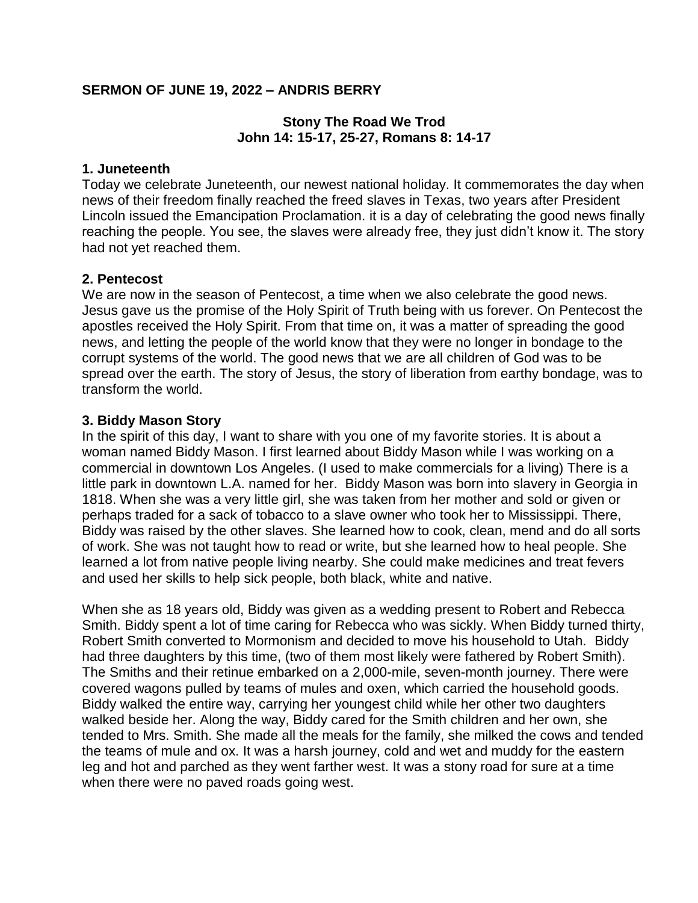## SERMON OF JUNE 19, 2022 – ANDRIS BERRY

### Stony The Road We Trod
### John 14: 15-17, 25-27, Romans 8: 14-17

**1. Juneteenth**

Today we celebrate Juneteenth, our newest national holiday. It commemorates the day when news of their freedom finally reached the freed slaves in Texas, two years after President Lincoln issued the Emancipation Proclamation. it is a day of celebrating the good news finally reaching the people. You see, the slaves were already free, they just didn't know it. The story had not yet reached them.

**2. Pentecost**

We are now in the season of Pentecost, a time when we also celebrate the good news. Jesus gave us the promise of the Holy Spirit of Truth being with us forever. On Pentecost the apostles received the Holy Spirit. From that time on, it was a matter of spreading the good news, and letting the people of the world know that they were no longer in bondage to the corrupt systems of the world. The good news that we are all children of God was to be spread over the earth. The story of Jesus, the story of liberation from earthy bondage, was to transform the world.

**3. Biddy Mason Story**

In the spirit of this day, I want to share with you one of my favorite stories. It is about a woman named Biddy Mason. I first learned about Biddy Mason while I was working on a commercial in downtown Los Angeles. (I used to make commercials for a living) There is a little park in downtown L.A. named for her. Biddy Mason was born into slavery in Georgia in 1818. When she was a very little girl, she was taken from her mother and sold or given or perhaps traded for a sack of tobacco to a slave owner who took her to Mississippi. There, Biddy was raised by the other slaves. She learned how to cook, clean, mend and do all sorts of work. She was not taught how to read or write, but she learned how to heal people. She learned a lot from native people living nearby. She could make medicines and treat fevers and used her skills to help sick people, both black, white and native.

When she as 18 years old, Biddy was given as a wedding present to Robert and Rebecca Smith. Biddy spent a lot of time caring for Rebecca who was sickly. When Biddy turned thirty, Robert Smith converted to Mormonism and decided to move his household to Utah. Biddy had three daughters by this time, (two of them most likely were fathered by Robert Smith). The Smiths and their retinue embarked on a 2,000-mile, seven-month journey. There were covered wagons pulled by teams of mules and oxen, which carried the household goods. Biddy walked the entire way, carrying her youngest child while her other two daughters walked beside her. Along the way, Biddy cared for the Smith children and her own, she tended to Mrs. Smith. She made all the meals for the family, she milked the cows and tended the teams of mule and ox. It was a harsh journey, cold and wet and muddy for the eastern leg and hot and parched as they went farther west. It was a stony road for sure at a time when there were no paved roads going west.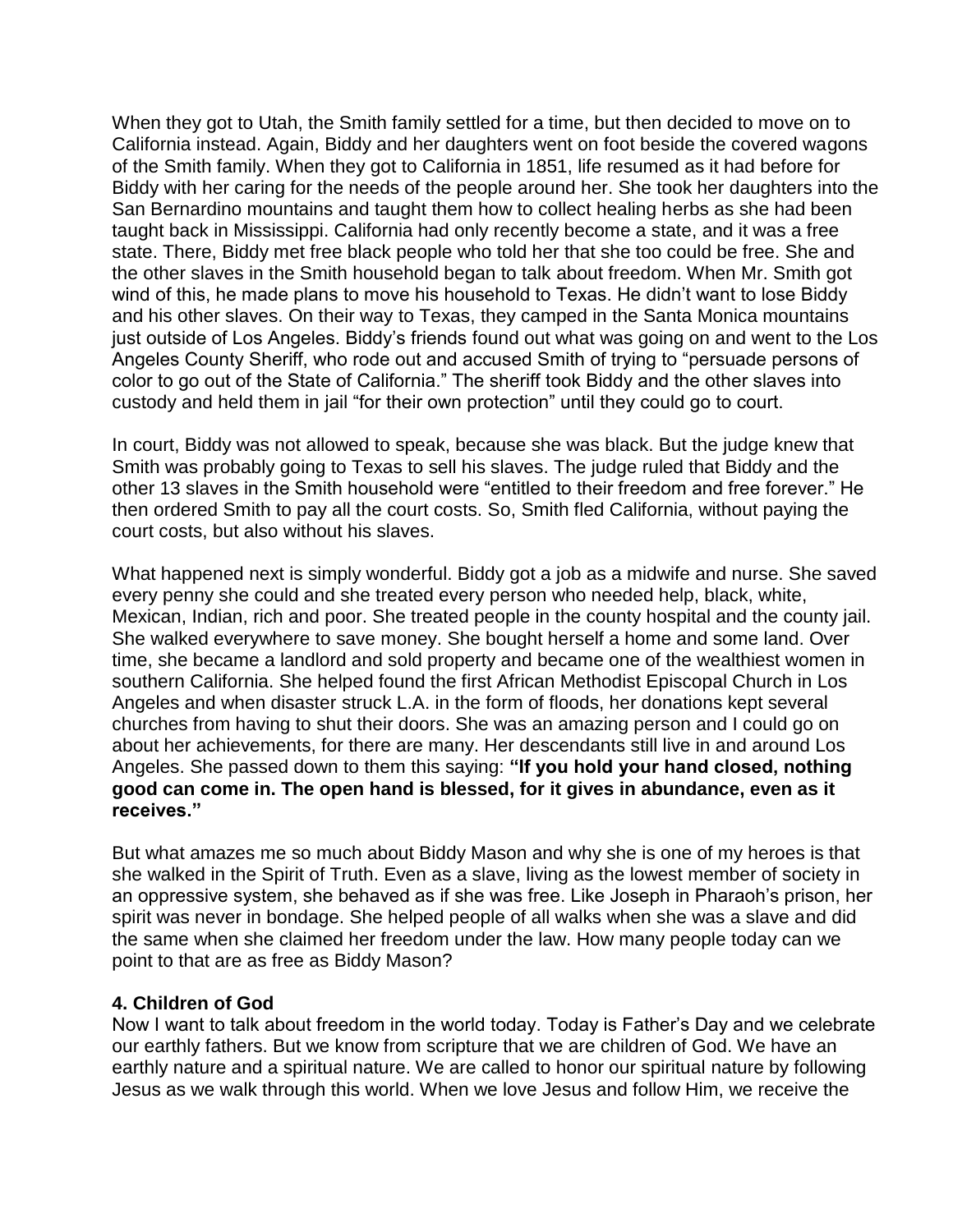When they got to Utah, the Smith family settled for a time, but then decided to move on to California instead. Again, Biddy and her daughters went on foot beside the covered wagons of the Smith family. When they got to California in 1851, life resumed as it had before for Biddy with her caring for the needs of the people around her. She took her daughters into the San Bernardino mountains and taught them how to collect healing herbs as she had been taught back in Mississippi. California had only recently become a state, and it was a free state. There, Biddy met free black people who told her that she too could be free. She and the other slaves in the Smith household began to talk about freedom. When Mr. Smith got wind of this, he made plans to move his household to Texas. He didn't want to lose Biddy and his other slaves. On their way to Texas, they camped in the Santa Monica mountains just outside of Los Angeles. Biddy's friends found out what was going on and went to the Los Angeles County Sheriff, who rode out and accused Smith of trying to "persuade persons of color to go out of the State of California." The sheriff took Biddy and the other slaves into custody and held them in jail "for their own protection" until they could go to court.

In court, Biddy was not allowed to speak, because she was black. But the judge knew that Smith was probably going to Texas to sell his slaves. The judge ruled that Biddy and the other 13 slaves in the Smith household were "entitled to their freedom and free forever." He then ordered Smith to pay all the court costs. So, Smith fled California, without paying the court costs, but also without his slaves.

What happened next is simply wonderful. Biddy got a job as a midwife and nurse. She saved every penny she could and she treated every person who needed help, black, white, Mexican, Indian, rich and poor. She treated people in the county hospital and the county jail. She walked everywhere to save money. She bought herself a home and some land. Over time, she became a landlord and sold property and became one of the wealthiest women in southern California. She helped found the first African Methodist Episcopal Church in Los Angeles and when disaster struck L.A. in the form of floods, her donations kept several churches from having to shut their doors. She was an amazing person and I could go on about her achievements, for there are many. Her descendants still live in and around Los Angeles. She passed down to them this saying: **"If you hold your hand closed, nothing good can come in. The open hand is blessed, for it gives in abundance, even as it receives."**

But what amazes me so much about Biddy Mason and why she is one of my heroes is that she walked in the Spirit of Truth. Even as a slave, living as the lowest member of society in an oppressive system, she behaved as if she was free. Like Joseph in Pharaoh's prison, her spirit was never in bondage. She helped people of all walks when she was a slave and did the same when she claimed her freedom under the law. How many people today can we point to that are as free as Biddy Mason?

**4. Children of God**

Now I want to talk about freedom in the world today. Today is Father's Day and we celebrate our earthly fathers. But we know from scripture that we are children of God. We have an earthly nature and a spiritual nature. We are called to honor our spiritual nature by following Jesus as we walk through this world. When we love Jesus and follow Him, we receive the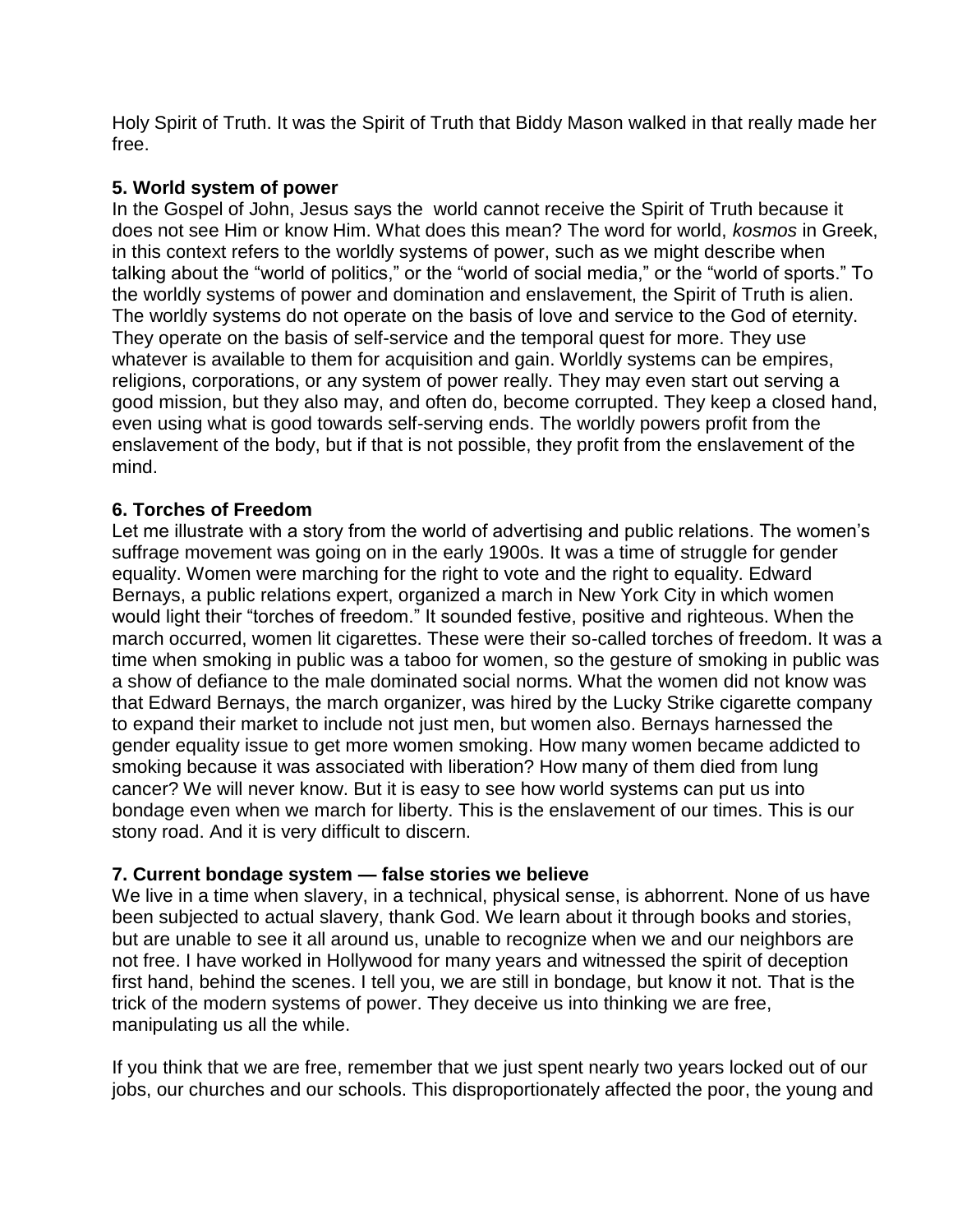Holy Spirit of Truth. It was the Spirit of Truth that Biddy Mason walked in that really made her free.

**5. World system of power**

In the Gospel of John, Jesus says the world cannot receive the Spirit of Truth because it does not see Him or know Him. What does this mean? The word for world, *kosmos* in Greek, in this context refers to the worldly systems of power, such as we might describe when talking about the "world of politics," or the "world of social media," or the "world of sports." To the worldly systems of power and domination and enslavement, the Spirit of Truth is alien. The worldly systems do not operate on the basis of love and service to the God of eternity. They operate on the basis of self-service and the temporal quest for more. They use whatever is available to them for acquisition and gain. Worldly systems can be empires, religions, corporations, or any system of power really. They may even start out serving a good mission, but they also may, and often do, become corrupted. They keep a closed hand, even using what is good towards self-serving ends. The worldly powers profit from the enslavement of the body, but if that is not possible, they profit from the enslavement of the mind.

**6. Torches of Freedom**

Let me illustrate with a story from the world of advertising and public relations. The women's suffrage movement was going on in the early 1900s. It was a time of struggle for gender equality. Women were marching for the right to vote and the right to equality. Edward Bernays, a public relations expert, organized a march in New York City in which women would light their "torches of freedom." It sounded festive, positive and righteous. When the march occurred, women lit cigarettes. These were their so-called torches of freedom. It was a time when smoking in public was a taboo for women, so the gesture of smoking in public was a show of defiance to the male dominated social norms. What the women did not know was that Edward Bernays, the march organizer, was hired by the Lucky Strike cigarette company to expand their market to include not just men, but women also. Bernays harnessed the gender equality issue to get more women smoking. How many women became addicted to smoking because it was associated with liberation? How many of them died from lung cancer? We will never know. But it is easy to see how world systems can put us into bondage even when we march for liberty. This is the enslavement of our times. This is our stony road. And it is very difficult to discern.

**7. Current bondage system — false stories we believe**

We live in a time when slavery, in a technical, physical sense, is abhorrent. None of us have been subjected to actual slavery, thank God. We learn about it through books and stories, but are unable to see it all around us, unable to recognize when we and our neighbors are not free. I have worked in Hollywood for many years and witnessed the spirit of deception first hand, behind the scenes. I tell you, we are still in bondage, but know it not. That is the trick of the modern systems of power. They deceive us into thinking we are free, manipulating us all the while.

If you think that we are free, remember that we just spent nearly two years locked out of our jobs, our churches and our schools. This disproportionately affected the poor, the young and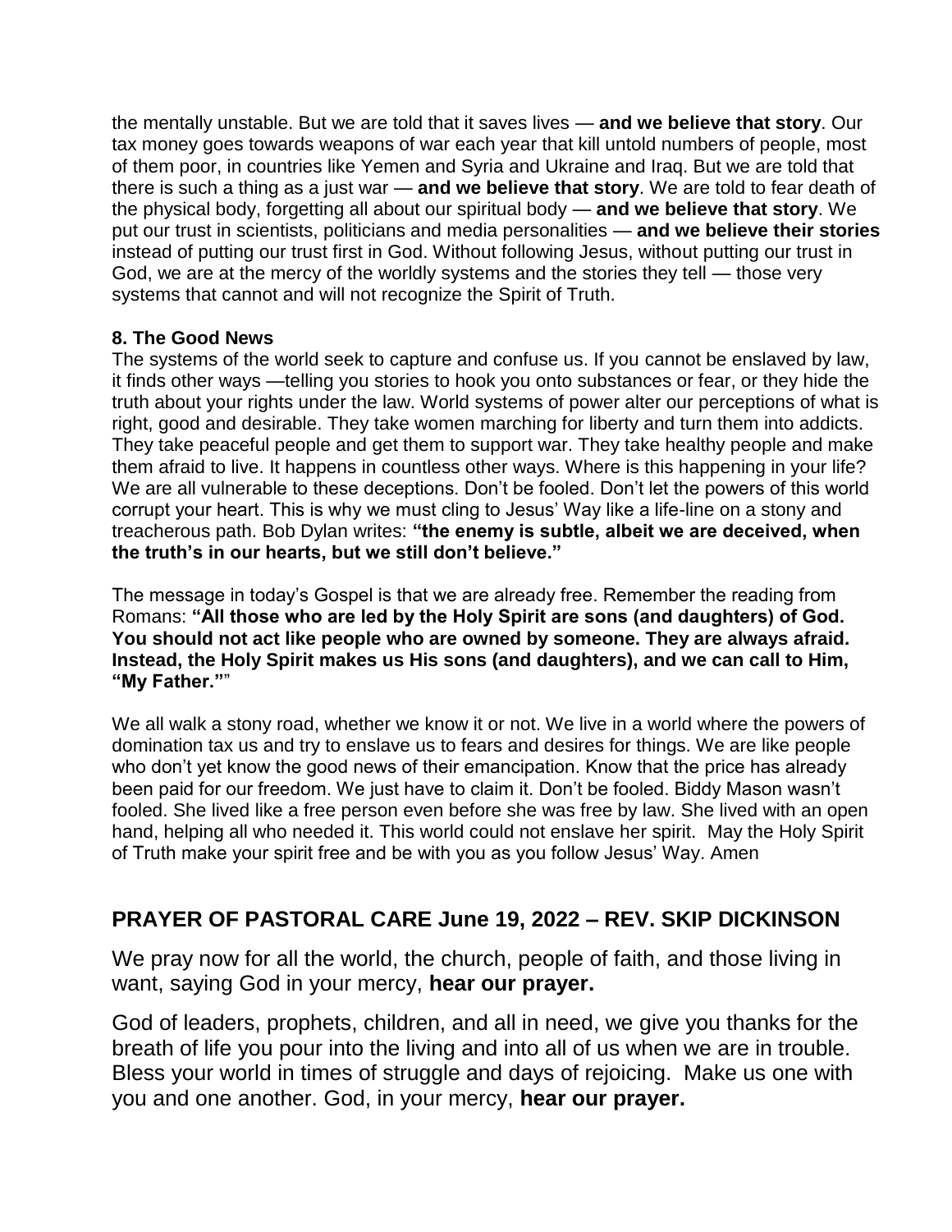the mentally unstable. But we are told that it saves lives — **and we believe that story**. Our tax money goes towards weapons of war each year that kill untold numbers of people, most of them poor, in countries like Yemen and Syria and Ukraine and Iraq. But we are told that there is such a thing as a just war — **and we believe that story**. We are told to fear death of the physical body, forgetting all about our spiritual body — **and we believe that story**. We put our trust in scientists, politicians and media personalities — **and we believe their stories** instead of putting our trust first in God. Without following Jesus, without putting our trust in God, we are at the mercy of the worldly systems and the stories they tell — those very systems that cannot and will not recognize the Spirit of Truth.

**8. The Good News**

The systems of the world seek to capture and confuse us. If you cannot be enslaved by law, it finds other ways —telling you stories to hook you onto substances or fear, or they hide the truth about your rights under the law. World systems of power alter our perceptions of what is right, good and desirable. They take women marching for liberty and turn them into addicts. They take peaceful people and get them to support war. They take healthy people and make them afraid to live. It happens in countless other ways. Where is this happening in your life? We are all vulnerable to these deceptions. Don't be fooled. Don't let the powers of this world corrupt your heart. This is why we must cling to Jesus' Way like a life-line on a stony and treacherous path. Bob Dylan writes: **"the enemy is subtle, albeit we are deceived, when the truth's in our hearts, but we still don't believe."**

The message in today's Gospel is that we are already free. Remember the reading from Romans: **"All those who are led by the Holy Spirit are sons (and daughters) of God. You should not act like people who are owned by someone. They are always afraid. Instead, the Holy Spirit makes us His sons (and daughters), and we can call to Him, "My Father.""**

We all walk a stony road, whether we know it or not. We live in a world where the powers of domination tax us and try to enslave us to fears and desires for things. We are like people who don't yet know the good news of their emancipation. Know that the price has already been paid for our freedom. We just have to claim it. Don't be fooled. Biddy Mason wasn't fooled. She lived like a free person even before she was free by law. She lived with an open hand, helping all who needed it. This world could not enslave her spirit. May the Holy Spirit of Truth make your spirit free and be with you as you follow Jesus' Way. Amen

## PRAYER OF PASTORAL CARE June 19, 2022 – REV. SKIP DICKINSON

We pray now for all the world, the church, people of faith, and those living in want, saying God in your mercy, **hear our prayer.**

God of leaders, prophets, children, and all in need, we give you thanks for the breath of life you pour into the living and into all of us when we are in trouble. Bless your world in times of struggle and days of rejoicing. Make us one with you and one another. God, in your mercy, **hear our prayer.**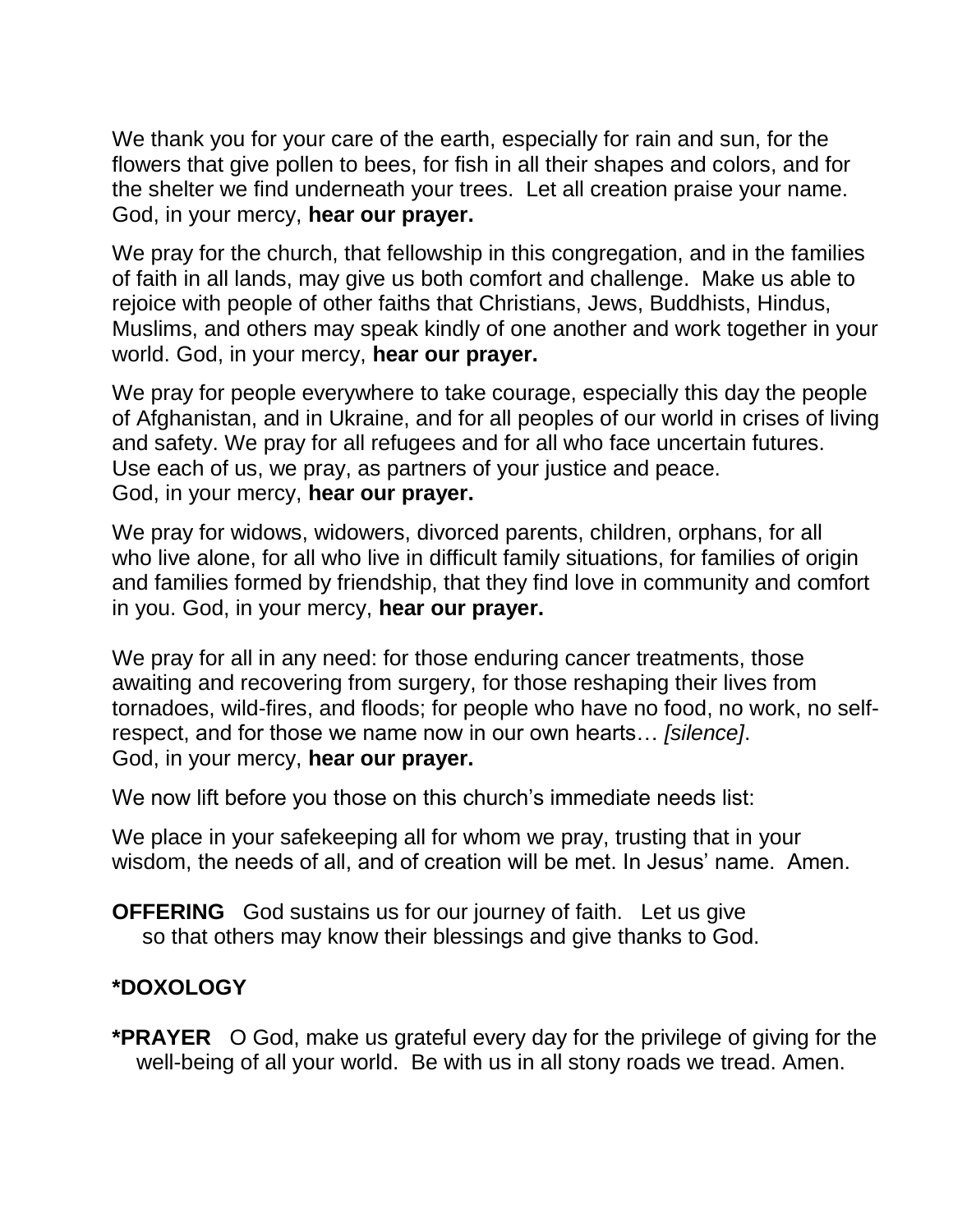We thank you for your care of the earth, especially for rain and sun, for the flowers that give pollen to bees, for fish in all their shapes and colors, and for the shelter we find underneath your trees. Let all creation praise your name. God, in your mercy, **hear our prayer.**

We pray for the church, that fellowship in this congregation, and in the families of faith in all lands, may give us both comfort and challenge. Make us able to rejoice with people of other faiths that Christians, Jews, Buddhists, Hindus, Muslims, and others may speak kindly of one another and work together in your world. God, in your mercy, **hear our prayer.**

We pray for people everywhere to take courage, especially this day the people of Afghanistan, and in Ukraine, and for all peoples of our world in crises of living and safety. We pray for all refugees and for all who face uncertain futures. Use each of us, we pray, as partners of your justice and peace.
God, in your mercy, **hear our prayer.**

We pray for widows, widowers, divorced parents, children, orphans, for all who live alone, for all who live in difficult family situations, for families of origin and families formed by friendship, that they find love in community and comfort in you. God, in your mercy, **hear our prayer.**

We pray for all in any need: for those enduring cancer treatments, those awaiting and recovering from surgery, for those reshaping their lives from tornadoes, wild-fires, and floods; for people who have no food, no work, no self-respect, and for those we name now in our own hearts… *[silence]*.
God, in your mercy, **hear our prayer.**

We now lift before you those on this church's immediate needs list:

We place in your safekeeping all for whom we pray, trusting that in your wisdom, the needs of all, and of creation will be met. In Jesus' name. Amen.

**OFFERING** God sustains us for our journey of faith. Let us give so that others may know their blessings and give thanks to God.

**\*DOXOLOGY**

**\*PRAYER** O God, make us grateful every day for the privilege of giving for the well-being of all your world. Be with us in all stony roads we tread. Amen.